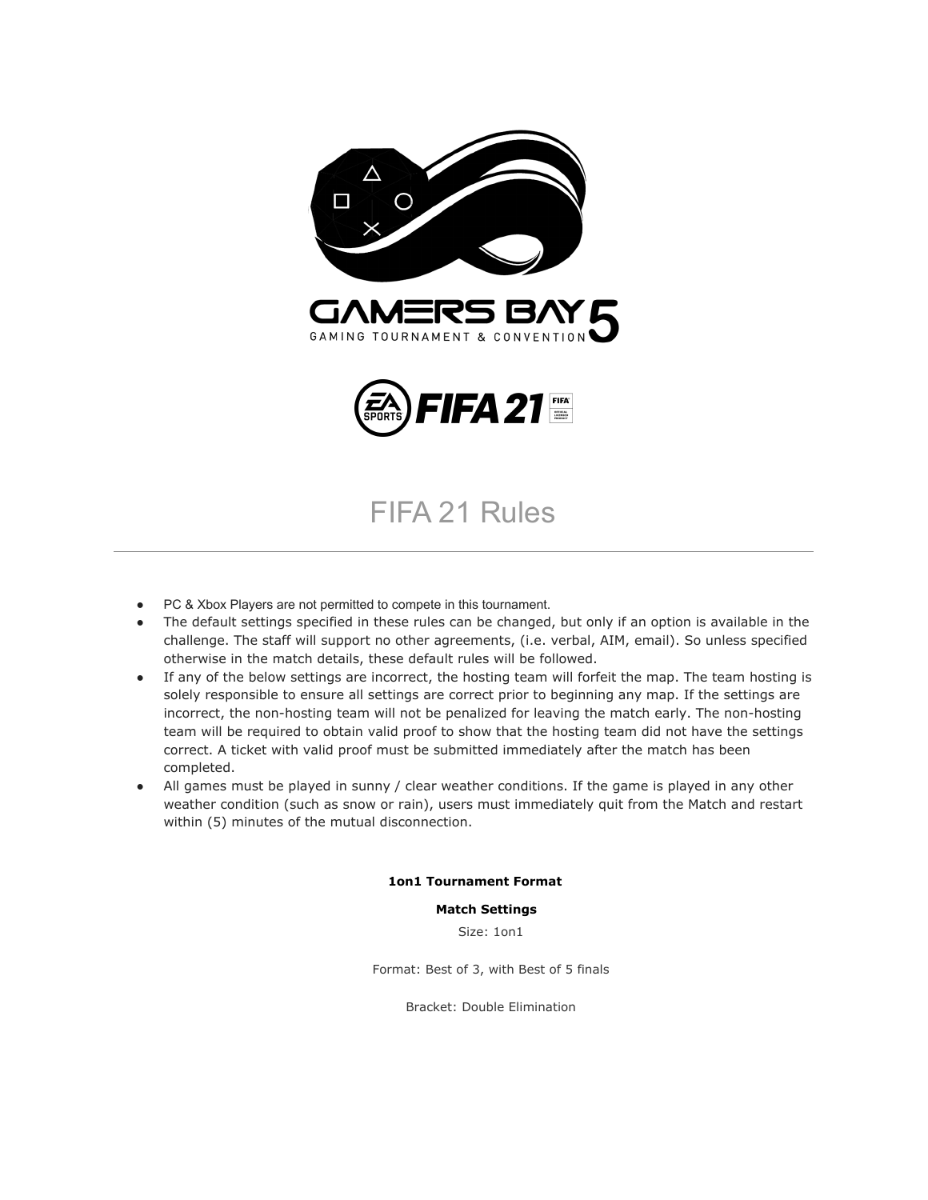GAMERS BAY 5

GAMING TOURNAMENT & CONVENTION

FIFA 21

# FIFA 21 Rules

---

- PC & Xbox Players are not permitted to compete in this tournament.
- The default settings specified in these rules can be changed, but only if an option is available in the challenge. The staff will support no other agreements, (i.e. verbal, AIM, email). So unless specified otherwise in the match details, these default rules will be followed.
- If any of the below settings are incorrect, the hosting team will forfeit the map. The team hosting is solely responsible to ensure all settings are correct prior to beginning any map. If the settings are incorrect, the non-hosting team will not be penalized for leaving the match early. The non-hosting team will be required to obtain valid proof to show that the hosting team did not have the settings correct. A ticket with valid proof must be submitted immediately after the match has been completed.
- All games must be played in sunny / clear weather conditions. If the game is played in any other weather condition (such as snow or rain), users must immediately quit from the Match and restart within (5) minutes of the mutual disconnection.

**1on1 Tournament Format**

**Match Settings**

Size: 1on1

Format: Best of 3, with Best of 5 finals

Bracket: Double Elimination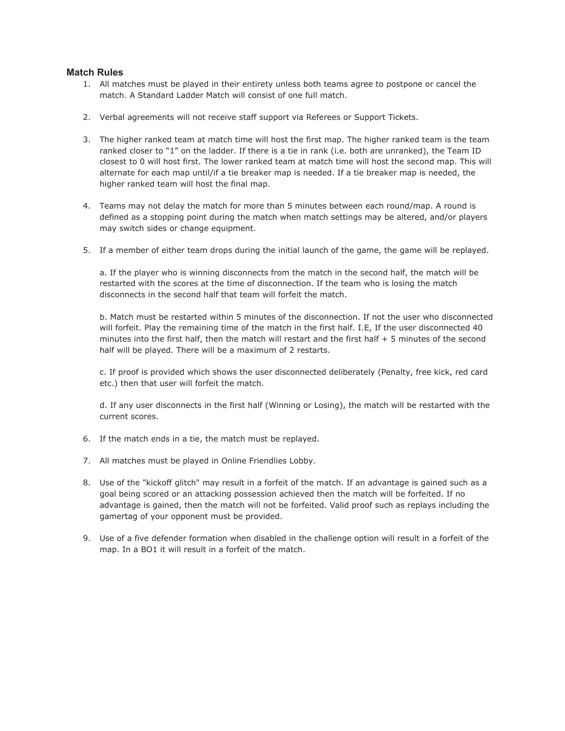### Match Rules

1. All matches must be played in their entirety unless both teams agree to postpone or cancel the match. A Standard Ladder Match will consist of one full match.

2. Verbal agreements will not receive staff support via Referees or Support Tickets.

3. The higher ranked team at match time will host the first map. The higher ranked team is the team ranked closer to "1" on the ladder. If there is a tie in rank (i.e. both are unranked), the Team ID closest to 0 will host first. The lower ranked team at match time will host the second map. This will alternate for each map until/if a tie breaker map is needed. If a tie breaker map is needed, the higher ranked team will host the final map.

4. Teams may not delay the match for more than 5 minutes between each round/map. A round is defined as a stopping point during the match when match settings may be altered, and/or players may switch sides or change equipment.

5. If a member of either team drops during the initial launch of the game, the game will be replayed.

   a. If the player who is winning disconnects from the match in the second half, the match will be restarted with the scores at the time of disconnection. If the team who is losing the match disconnects in the second half that team will forfeit the match.

   b. Match must be restarted within 5 minutes of the disconnection. If not the user who disconnected will forfeit. Play the remaining time of the match in the first half. I.E, If the user disconnected 40 minutes into the first half, then the match will restart and the first half + 5 minutes of the second half will be played. There will be a maximum of 2 restarts.

   c. If proof is provided which shows the user disconnected deliberately (Penalty, free kick, red card etc.) then that user will forfeit the match.

   d. If any user disconnects in the first half (Winning or Losing), the match will be restarted with the current scores.

6. If the match ends in a tie, the match must be replayed.

7. All matches must be played in Online Friendlies Lobby.

8. Use of the "kickoff glitch" may result in a forfeit of the match. If an advantage is gained such as a goal being scored or an attacking possession achieved then the match will be forfeited. If no advantage is gained, then the match will not be forfeited. Valid proof such as replays including the gamertag of your opponent must be provided.

9. Use of a five defender formation when disabled in the challenge option will result in a forfeit of the map. In a BO1 it will result in a forfeit of the match.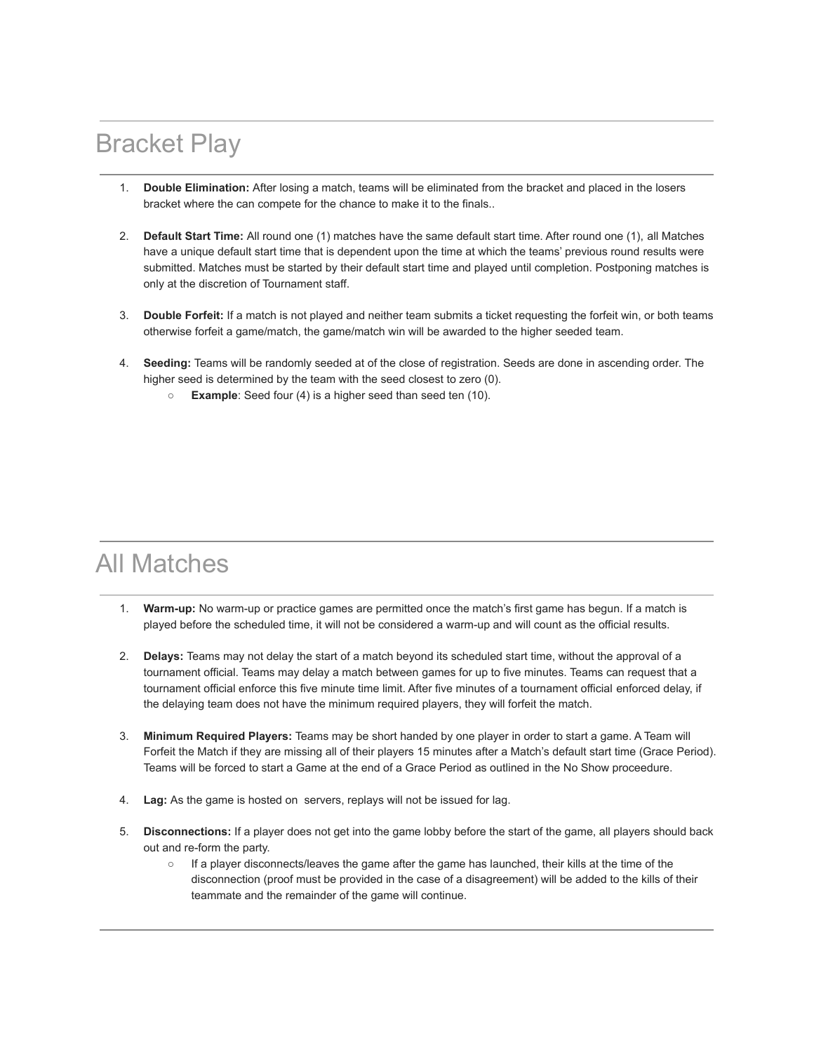## Bracket Play

1. **Double Elimination:** After losing a match, teams will be eliminated from the bracket and placed in the losers bracket where the can compete for the chance to make it to the finals..

2. **Default Start Time:** All round one (1) matches have the same default start time. After round one (1), all Matches have a unique default start time that is dependent upon the time at which the teams' previous round results were submitted. Matches must be started by their default start time and played until completion. Postponing matches is only at the discretion of Tournament staff.

3. **Double Forfeit:** If a match is not played and neither team submits a ticket requesting the forfeit win, or both teams otherwise forfeit a game/match, the game/match win will be awarded to the higher seeded team.

4. **Seeding:** Teams will be randomly seeded at of the close of registration. Seeds are done in ascending order. The higher seed is determined by the team with the seed closest to zero (0).
   - **Example**: Seed four (4) is a higher seed than seed ten (10).

## All Matches

1. **Warm-up:** No warm-up or practice games are permitted once the match's first game has begun. If a match is played before the scheduled time, it will not be considered a warm-up and will count as the official results.

2. **Delays:** Teams may not delay the start of a match beyond its scheduled start time, without the approval of a tournament official. Teams may delay a match between games for up to five minutes. Teams can request that a tournament official enforce this five minute time limit. After five minutes of a tournament official enforced delay, if the delaying team does not have the minimum required players, they will forfeit the match.

3. **Minimum Required Players:** Teams may be short handed by one player in order to start a game. A Team will Forfeit the Match if they are missing all of their players 15 minutes after a Match's default start time (Grace Period). Teams will be forced to start a Game at the end of a Grace Period as outlined in the No Show proceedure.

4. **Lag:** As the game is hosted on  servers, replays will not be issued for lag.

5. **Disconnections:** If a player does not get into the game lobby before the start of the game, all players should back out and re-form the party.
   - If a player disconnects/leaves the game after the game has launched, their kills at the time of the disconnection (proof must be provided in the case of a disagreement) will be added to the kills of their teammate and the remainder of the game will continue.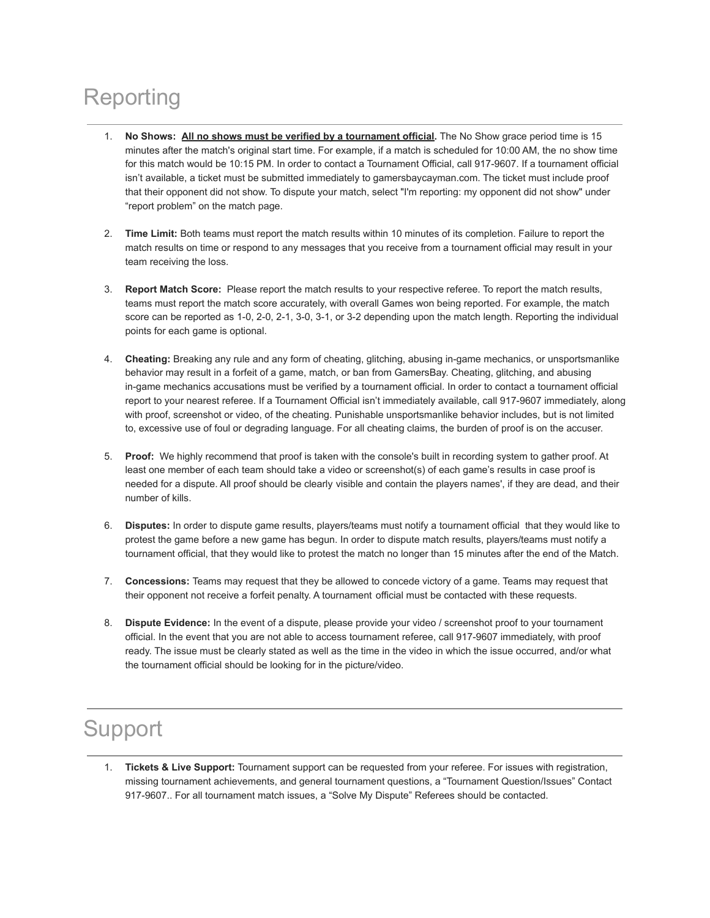# Reporting

1. **No Shows:** **<u>All no shows must be verified by a tournament official</u>.** The No Show grace period time is 15 minutes after the match's original start time. For example, if a match is scheduled for 10:00 AM, the no show time for this match would be 10:15 PM. In order to contact a Tournament Official, call 917-9607. If a tournament official isn't available, a ticket must be submitted immediately to gamersbaycayman.com. The ticket must include proof that their opponent did not show. To dispute your match, select "I'm reporting: my opponent did not show" under "report problem" on the match page.

2. **Time Limit:** Both teams must report the match results within 10 minutes of its completion. Failure to report the match results on time or respond to any messages that you receive from a tournament official may result in your team receiving the loss.

3. **Report Match Score:** Please report the match results to your respective referee. To report the match results, teams must report the match score accurately, with overall Games won being reported. For example, the match score can be reported as 1-0, 2-0, 2-1, 3-0, 3-1, or 3-2 depending upon the match length. Reporting the individual points for each game is optional.

4. **Cheating:** Breaking any rule and any form of cheating, glitching, abusing in-game mechanics, or unsportsmanlike behavior may result in a forfeit of a game, match, or ban from GamersBay. Cheating, glitching, and abusing in-game mechanics accusations must be verified by a tournament official. In order to contact a tournament official report to your nearest referee. If a Tournament Official isn't immediately available, call 917-9607 immediately, along with proof, screenshot or video, of the cheating. Punishable unsportsmanlike behavior includes, but is not limited to, excessive use of foul or degrading language. For all cheating claims, the burden of proof is on the accuser.

5. **Proof:** We highly recommend that proof is taken with the console's built in recording system to gather proof. At least one member of each team should take a video or screenshot(s) of each game's results in case proof is needed for a dispute. All proof should be clearly visible and contain the players names', if they are dead, and their number of kills.

6. **Disputes:** In order to dispute game results, players/teams must notify a tournament official that they would like to protest the game before a new game has begun. In order to dispute match results, players/teams must notify a tournament official, that they would like to protest the match no longer than 15 minutes after the end of the Match.

7. **Concessions:** Teams may request that they be allowed to concede victory of a game. Teams may request that their opponent not receive a forfeit penalty. A tournament official must be contacted with these requests.

8. **Dispute Evidence:** In the event of a dispute, please provide your video / screenshot proof to your tournament official. In the event that you are not able to access tournament referee, call 917-9607 immediately, with proof ready. The issue must be clearly stated as well as the time in the video in which the issue occurred, and/or what the tournament official should be looking for in the picture/video.

# Support

1. **Tickets & Live Support:** Tournament support can be requested from your referee. For issues with registration, missing tournament achievements, and general tournament questions, a "Tournament Question/Issues" Contact 917-9607.. For all tournament match issues, a "Solve My Dispute" Referees should be contacted.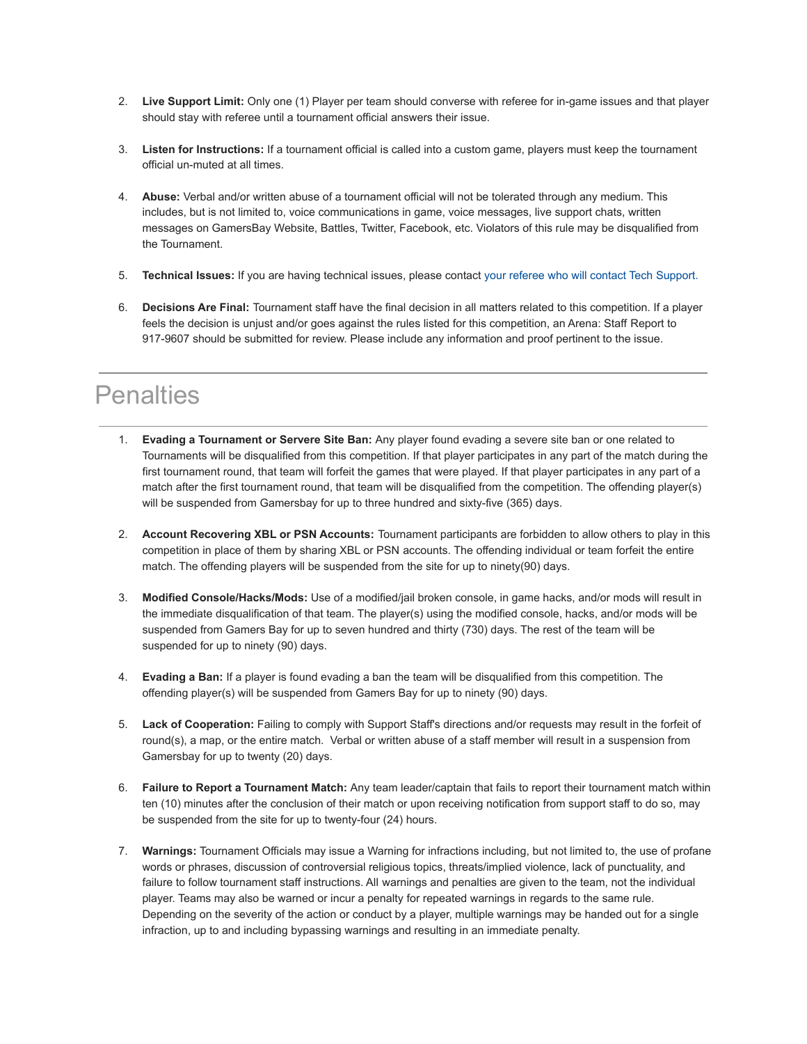2. **Live Support Limit:** Only one (1) Player per team should converse with referee for in-game issues and that player should stay with referee until a tournament official answers their issue.

3. **Listen for Instructions:** If a tournament official is called into a custom game, players must keep the tournament official un-muted at all times.

4. **Abuse:** Verbal and/or written abuse of a tournament official will not be tolerated through any medium. This includes, but is not limited to, voice communications in game, voice messages, live support chats, written messages on GamersBay Website, Battles, Twitter, Facebook, etc. Violators of this rule may be disqualified from the Tournament.

5. **Technical Issues:** If you are having technical issues, please contact your referee who will contact Tech Support.

6. **Decisions Are Final:** Tournament staff have the final decision in all matters related to this competition. If a player feels the decision is unjust and/or goes against the rules listed for this competition, an Arena: Staff Report to 917-9607 should be submitted for review. Please include any information and proof pertinent to the issue.

---

# Penalties

1. **Evading a Tournament or Servere Site Ban:** Any player found evading a severe site ban or one related to Tournaments will be disqualified from this competition. If that player participates in any part of the match during the first tournament round, that team will forfeit the games that were played. If that player participates in any part of a match after the first tournament round, that team will be disqualified from the competition. The offending player(s) will be suspended from Gamersbay for up to three hundred and sixty-five (365) days.

2. **Account Recovering XBL or PSN Accounts:** Tournament participants are forbidden to allow others to play in this competition in place of them by sharing XBL or PSN accounts. The offending individual or team forfeit the entire match. The offending players will be suspended from the site for up to ninety(90) days.

3. **Modified Console/Hacks/Mods:** Use of a modified/jail broken console, in game hacks, and/or mods will result in the immediate disqualification of that team. The player(s) using the modified console, hacks, and/or mods will be suspended from Gamers Bay for up to seven hundred and thirty (730) days. The rest of the team will be suspended for up to ninety (90) days.

4. **Evading a Ban:** If a player is found evading a ban the team will be disqualified from this competition. The offending player(s) will be suspended from Gamers Bay for up to ninety (90) days.

5. **Lack of Cooperation:** Failing to comply with Support Staff's directions and/or requests may result in the forfeit of round(s), a map, or the entire match. Verbal or written abuse of a staff member will result in a suspension from Gamersbay for up to twenty (20) days.

6. **Failure to Report a Tournament Match:** Any team leader/captain that fails to report their tournament match within ten (10) minutes after the conclusion of their match or upon receiving notification from support staff to do so, may be suspended from the site for up to twenty-four (24) hours.

7. **Warnings:** Tournament Officials may issue a Warning for infractions including, but not limited to, the use of profane words or phrases, discussion of controversial religious topics, threats/implied violence, lack of punctuality, and failure to follow tournament staff instructions. All warnings and penalties are given to the team, not the individual player. Teams may also be warned or incur a penalty for repeated warnings in regards to the same rule. Depending on the severity of the action or conduct by a player, multiple warnings may be handed out for a single infraction, up to and including bypassing warnings and resulting in an immediate penalty.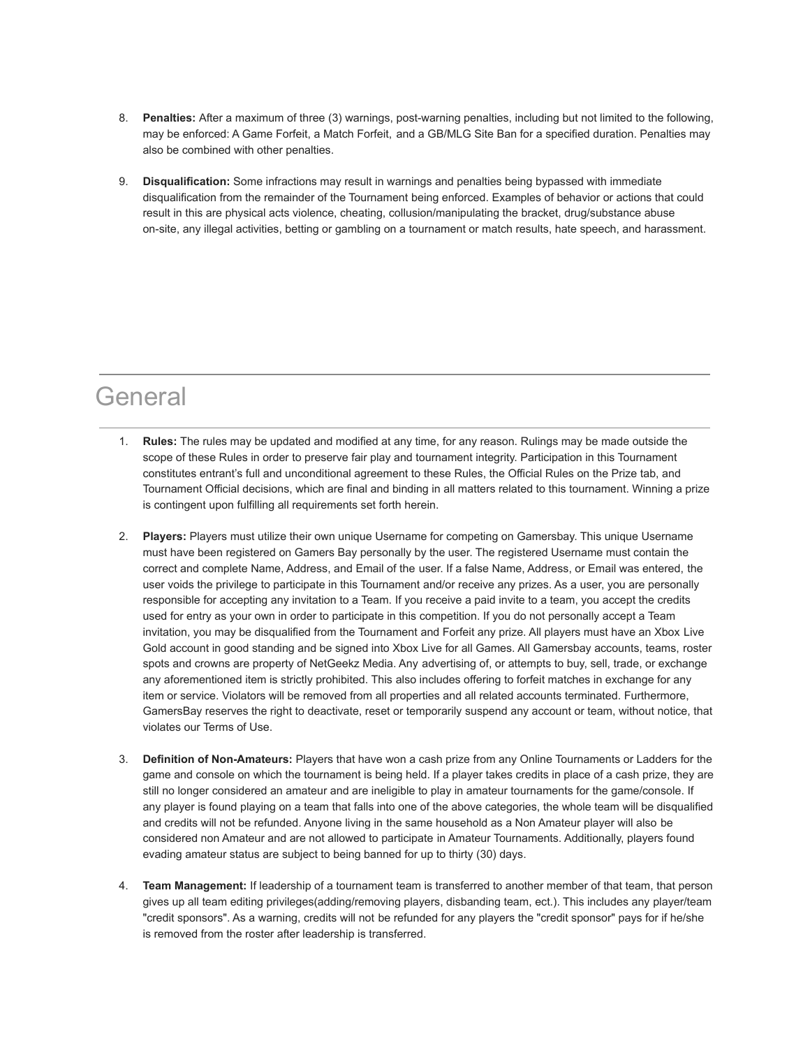8. **Penalties:** After a maximum of three (3) warnings, post-warning penalties, including but not limited to the following, may be enforced: A Game Forfeit, a Match Forfeit, and a GB/MLG Site Ban for a specified duration. Penalties may also be combined with other penalties.

9. **Disqualification:** Some infractions may result in warnings and penalties being bypassed with immediate disqualification from the remainder of the Tournament being enforced. Examples of behavior or actions that could result in this are physical acts violence, cheating, collusion/manipulating the bracket, drug/substance abuse on-site, any illegal activities, betting or gambling on a tournament or match results, hate speech, and harassment.

# General

1. **Rules:** The rules may be updated and modified at any time, for any reason. Rulings may be made outside the scope of these Rules in order to preserve fair play and tournament integrity. Participation in this Tournament constitutes entrant's full and unconditional agreement to these Rules, the Official Rules on the Prize tab, and Tournament Official decisions, which are final and binding in all matters related to this tournament. Winning a prize is contingent upon fulfilling all requirements set forth herein.

2. **Players:** Players must utilize their own unique Username for competing on Gamersbay. This unique Username must have been registered on Gamers Bay personally by the user. The registered Username must contain the correct and complete Name, Address, and Email of the user. If a false Name, Address, or Email was entered, the user voids the privilege to participate in this Tournament and/or receive any prizes. As a user, you are personally responsible for accepting any invitation to a Team. If you receive a paid invite to a team, you accept the credits used for entry as your own in order to participate in this competition. If you do not personally accept a Team invitation, you may be disqualified from the Tournament and Forfeit any prize. All players must have an Xbox Live Gold account in good standing and be signed into Xbox Live for all Games. All Gamersbay accounts, teams, roster spots and crowns are property of NetGeekz Media. Any advertising of, or attempts to buy, sell, trade, or exchange any aforementioned item is strictly prohibited. This also includes offering to forfeit matches in exchange for any item or service. Violators will be removed from all properties and all related accounts terminated. Furthermore, GamersBay reserves the right to deactivate, reset or temporarily suspend any account or team, without notice, that violates our Terms of Use.

3. **Definition of Non-Amateurs:** Players that have won a cash prize from any Online Tournaments or Ladders for the game and console on which the tournament is being held. If a player takes credits in place of a cash prize, they are still no longer considered an amateur and are ineligible to play in amateur tournaments for the game/console. If any player is found playing on a team that falls into one of the above categories, the whole team will be disqualified and credits will not be refunded. Anyone living in the same household as a Non Amateur player will also be considered non Amateur and are not allowed to participate in Amateur Tournaments. Additionally, players found evading amateur status are subject to being banned for up to thirty (30) days.

4. **Team Management:** If leadership of a tournament team is transferred to another member of that team, that person gives up all team editing privileges(adding/removing players, disbanding team, ect.). This includes any player/team "credit sponsors". As a warning, credits will not be refunded for any players the "credit sponsor" pays for if he/she is removed from the roster after leadership is transferred.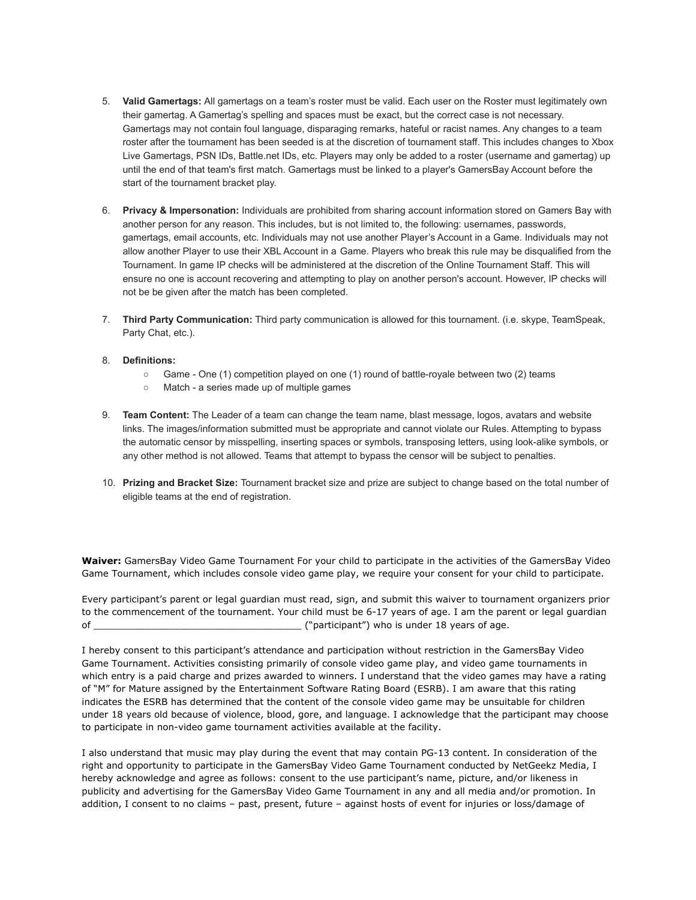5. **Valid Gamertags:** All gamertags on a team's roster must be valid. Each user on the Roster must legitimately own their gamertag. A Gamertag's spelling and spaces must be exact, but the correct case is not necessary. Gamertags may not contain foul language, disparaging remarks, hateful or racist names. Any changes to a team roster after the tournament has been seeded is at the discretion of tournament staff. This includes changes to Xbox Live Gamertags, PSN IDs, Battle.net IDs, etc. Players may only be added to a roster (username and gamertag) up until the end of that team's first match. Gamertags must be linked to a player's GamersBay Account before the start of the tournament bracket play.

6. **Privacy & Impersonation:** Individuals are prohibited from sharing account information stored on Gamers Bay with another person for any reason. This includes, but is not limited to, the following: usernames, passwords, gamertags, email accounts, etc. Individuals may not use another Player's Account in a Game. Individuals may not allow another Player to use their XBL Account in a Game. Players who break this rule may be disqualified from the Tournament. In game IP checks will be administered at the discretion of the Online Tournament Staff. This will ensure no one is account recovering and attempting to play on another person's account. However, IP checks will not be be given after the match has been completed.

7. **Third Party Communication:** Third party communication is allowed for this tournament. (i.e. skype, TeamSpeak, Party Chat, etc.).

8. **Definitions:**
    - Game - One (1) competition played on one (1) round of battle-royale between two (2) teams
    - Match - a series made up of multiple games

9. **Team Content:** The Leader of a team can change the team name, blast message, logos, avatars and website links. The images/information submitted must be appropriate and cannot violate our Rules. Attempting to bypass the automatic censor by misspelling, inserting spaces or symbols, transposing letters, using look-alike symbols, or any other method is not allowed. Teams that attempt to bypass the censor will be subject to penalties.

10. **Prizing and Bracket Size:** Tournament bracket size and prize are subject to change based on the total number of eligible teams at the end of registration.

**Waiver:** GamersBay Video Game Tournament For your child to participate in the activities of the GamersBay Video Game Tournament, which includes console video game play, we require your consent for your child to participate.

Every participant's parent or legal guardian must read, sign, and submit this waiver to tournament organizers prior to the commencement of the tournament. Your child must be 6-17 years of age. I am the parent or legal guardian of ____________________________________ ("participant") who is under 18 years of age.

I hereby consent to this participant's attendance and participation without restriction in the GamersBay Video Game Tournament. Activities consisting primarily of console video game play, and video game tournaments in which entry is a paid charge and prizes awarded to winners. I understand that the video games may have a rating of "M" for Mature assigned by the Entertainment Software Rating Board (ESRB). I am aware that this rating indicates the ESRB has determined that the content of the console video game may be unsuitable for children under 18 years old because of violence, blood, gore, and language. I acknowledge that the participant may choose to participate in non-video game tournament activities available at the facility.

I also understand that music may play during the event that may contain PG-13 content. In consideration of the right and opportunity to participate in the GamersBay Video Game Tournament conducted by NetGeekz Media, I hereby acknowledge and agree as follows: consent to the use participant's name, picture, and/or likeness in publicity and advertising for the GamersBay Video Game Tournament in any and all media and/or promotion. In addition, I consent to no claims – past, present, future – against hosts of event for injuries or loss/damage of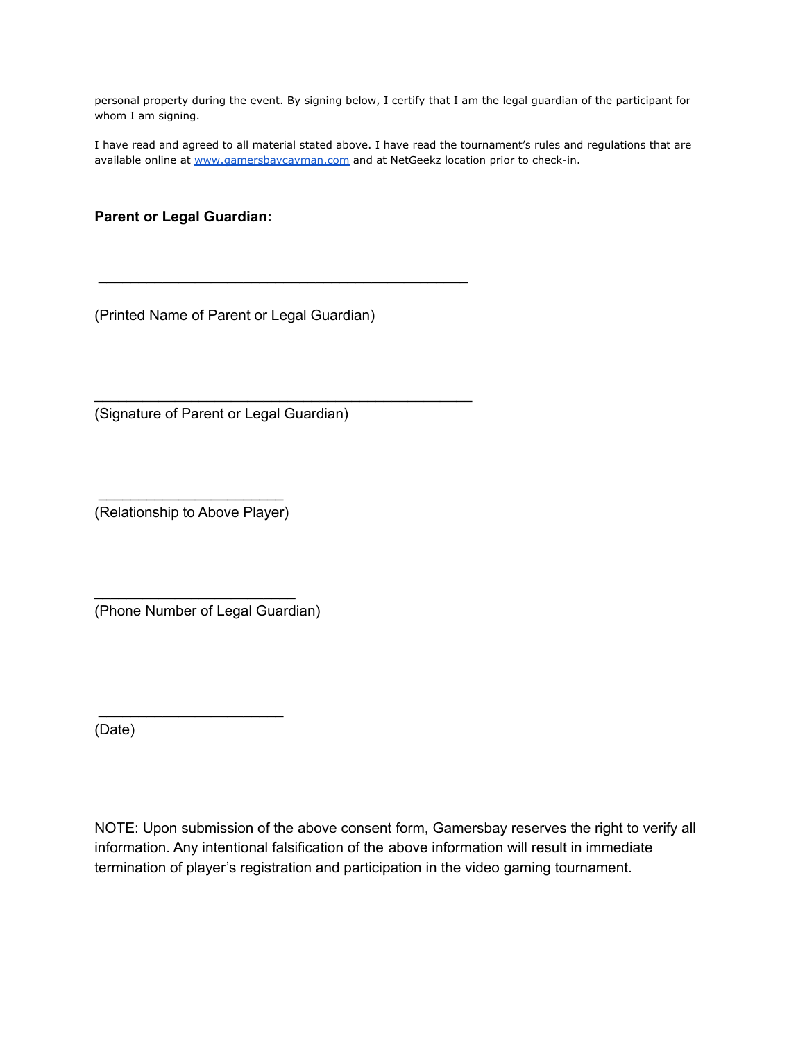personal property during the event. By signing below, I certify that I am the legal guardian of the participant for whom I am signing.

I have read and agreed to all material stated above. I have read the tournament's rules and regulations that are available online at [www.gamersbaycayman.com](http://www.gamersbaycayman.com) and at NetGeekz location prior to check-in.

**Parent or Legal Guardian:**

______________________________________________

(Printed Name of Parent or Legal Guardian)

______________________________________________

(Signature of Parent or Legal Guardian)

_______________________

(Relationship to Above Player)

_________________________

(Phone Number of Legal Guardian)

_______________________

(Date)

NOTE: Upon submission of the above consent form, Gamersbay reserves the right to verify all information. Any intentional falsification of the above information will result in immediate termination of player's registration and participation in the video gaming tournament.